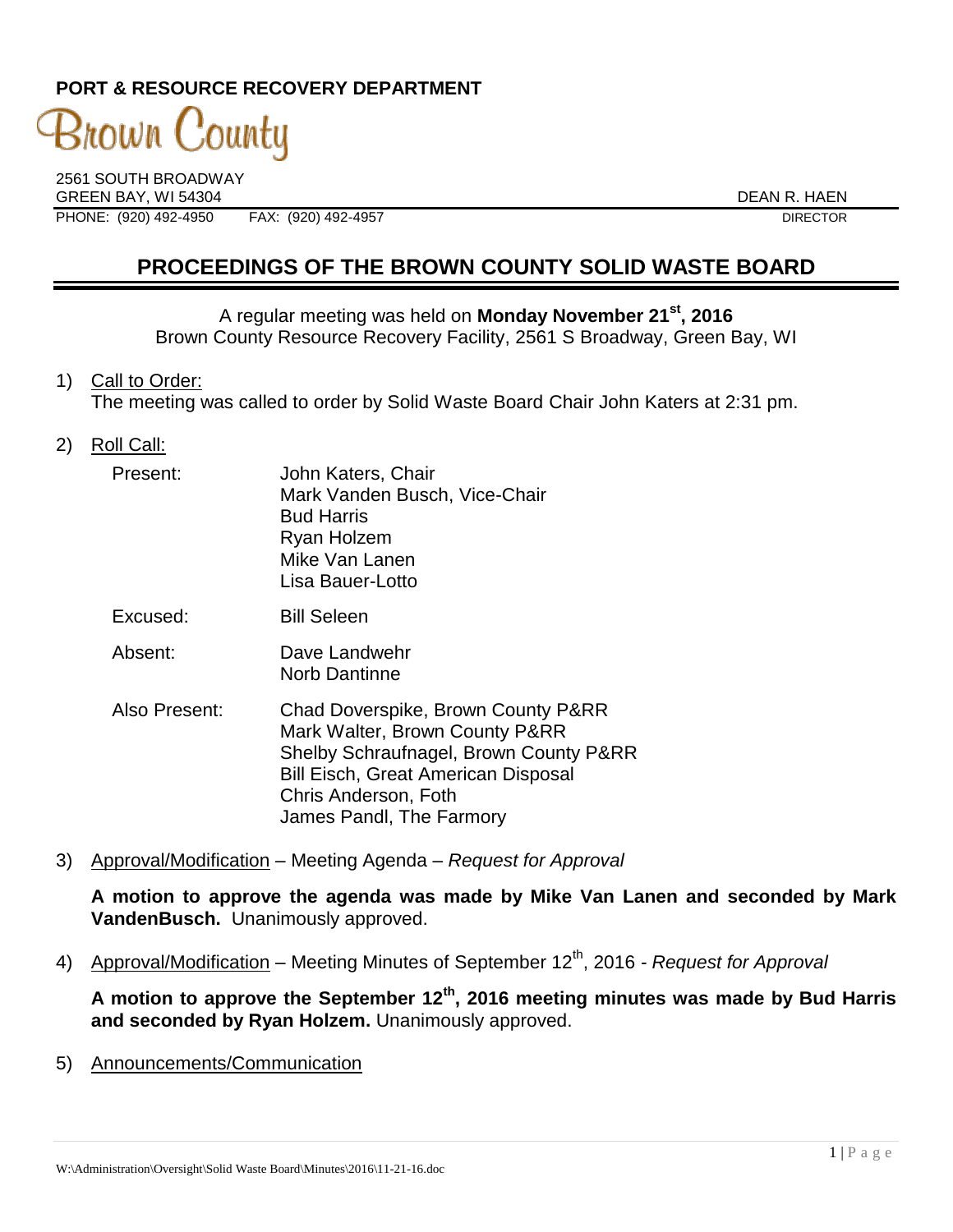**PORT & RESOURCE RECOVERY DEPARTMENT**

Brown County

2561 SOUTH BROADWAY
GREEN BAY, WI 54304
PHONE: (920) 492-4950 FAX: (920) 492-4957

DEAN R. HAEN
DIRECTOR

# PROCEEDINGS OF THE BROWN COUNTY SOLID WASTE BOARD

A regular meeting was held on **Monday November 21st, 2016**
Brown County Resource Recovery Facility, 2561 S Broadway, Green Bay, WI

1) Call to Order:
The meeting was called to order by Solid Waste Board Chair John Katers at 2:31 pm.

2) Roll Call:

Present: John Katers, Chair
Mark Vanden Busch, Vice-Chair
Bud Harris
Ryan Holzem
Mike Van Lanen
Lisa Bauer-Lotto

Excused: Bill Seleen

Absent: Dave Landwehr
Norb Dantinne

Also Present: Chad Doverspike, Brown County P&RR
Mark Walter, Brown County P&RR
Shelby Schraufnagel, Brown County P&RR
Bill Eisch, Great American Disposal
Chris Anderson, Foth
James Pandl, The Farmory

3) Approval/Modification – Meeting Agenda – *Request for Approval*

**A motion to approve the agenda was made by Mike Van Lanen and seconded by Mark VandenBusch.** Unanimously approved.

4) Approval/Modification – Meeting Minutes of September 12th, 2016 - *Request for Approval*

**A motion to approve the September 12th, 2016 meeting minutes was made by Bud Harris and seconded by Ryan Holzem.** Unanimously approved.

5) Announcements/Communication

W:\Administration\Oversight\Solid Waste Board\Minutes\2016\11-21-16.doc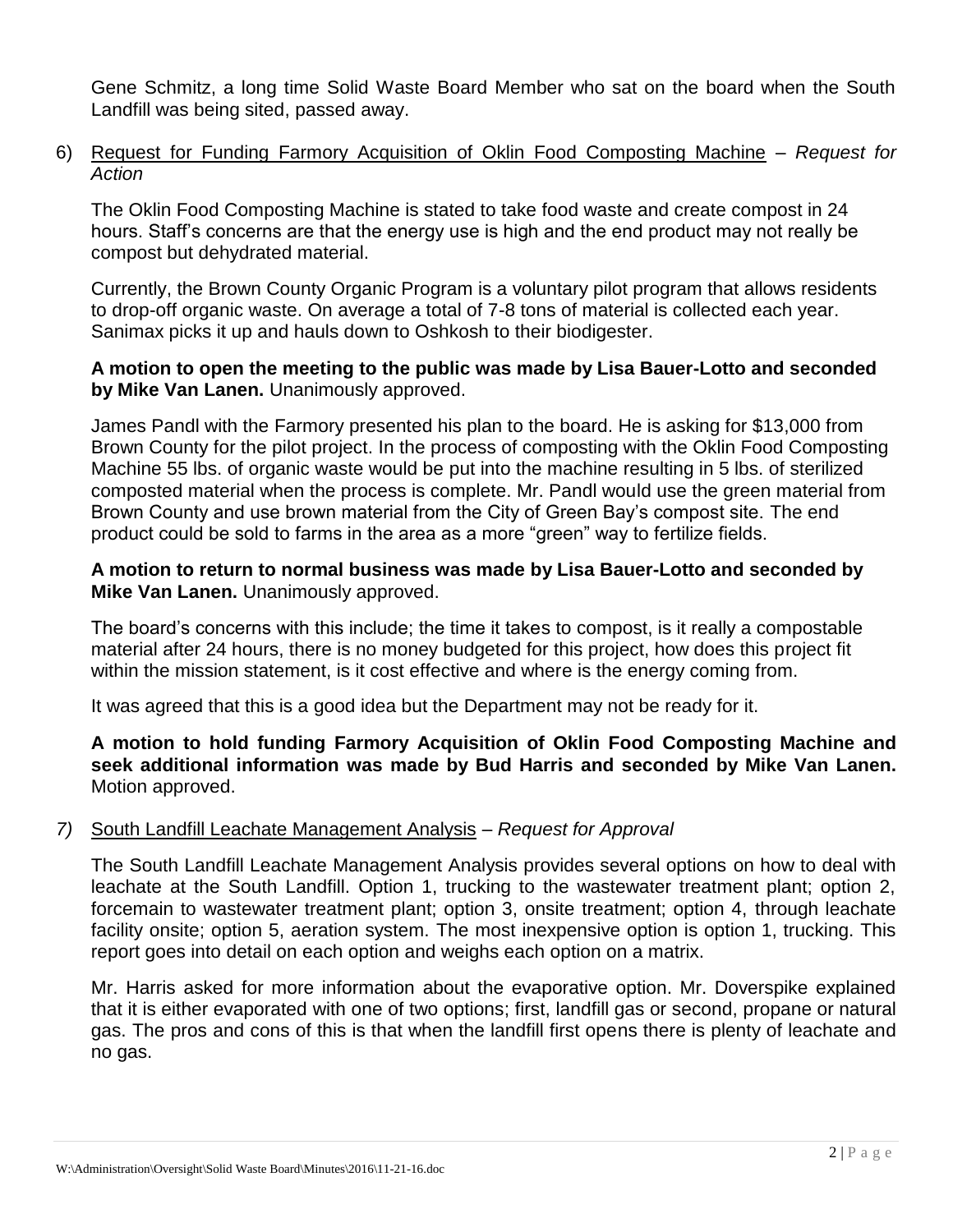Gene Schmitz, a long time Solid Waste Board Member who sat on the board when the South Landfill was being sited, passed away.

6) Request for Funding Farmory Acquisition of Oklin Food Composting Machine – *Request for Action*

The Oklin Food Composting Machine is stated to take food waste and create compost in 24 hours. Staff's concerns are that the energy use is high and the end product may not really be compost but dehydrated material.

Currently, the Brown County Organic Program is a voluntary pilot program that allows residents to drop-off organic waste. On average a total of 7-8 tons of material is collected each year. Sanimax picks it up and hauls down to Oshkosh to their biodigester.

**A motion to open the meeting to the public was made by Lisa Bauer-Lotto and seconded by Mike Van Lanen.** Unanimously approved.

James Pandl with the Farmory presented his plan to the board. He is asking for $13,000 from Brown County for the pilot project. In the process of composting with the Oklin Food Composting Machine 55 lbs. of organic waste would be put into the machine resulting in 5 lbs. of sterilized composted material when the process is complete. Mr. Pandl would use the green material from Brown County and use brown material from the City of Green Bay's compost site. The end product could be sold to farms in the area as a more "green" way to fertilize fields.

**A motion to return to normal business was made by Lisa Bauer-Lotto and seconded by Mike Van Lanen.** Unanimously approved.

The board's concerns with this include; the time it takes to compost, is it really a compostable material after 24 hours, there is no money budgeted for this project, how does this project fit within the mission statement, is it cost effective and where is the energy coming from.

It was agreed that this is a good idea but the Department may not be ready for it.

**A motion to hold funding Farmory Acquisition of Oklin Food Composting Machine and seek additional information was made by Bud Harris and seconded by Mike Van Lanen.** Motion approved.

*7)* South Landfill Leachate Management Analysis – *Request for Approval*

The South Landfill Leachate Management Analysis provides several options on how to deal with leachate at the South Landfill. Option 1, trucking to the wastewater treatment plant; option 2, forcemain to wastewater treatment plant; option 3, onsite treatment; option 4, through leachate facility onsite; option 5, aeration system. The most inexpensive option is option 1, trucking. This report goes into detail on each option and weighs each option on a matrix.

Mr. Harris asked for more information about the evaporative option. Mr. Doverspike explained that it is either evaporated with one of two options; first, landfill gas or second, propane or natural gas. The pros and cons of this is that when the landfill first opens there is plenty of leachate and no gas.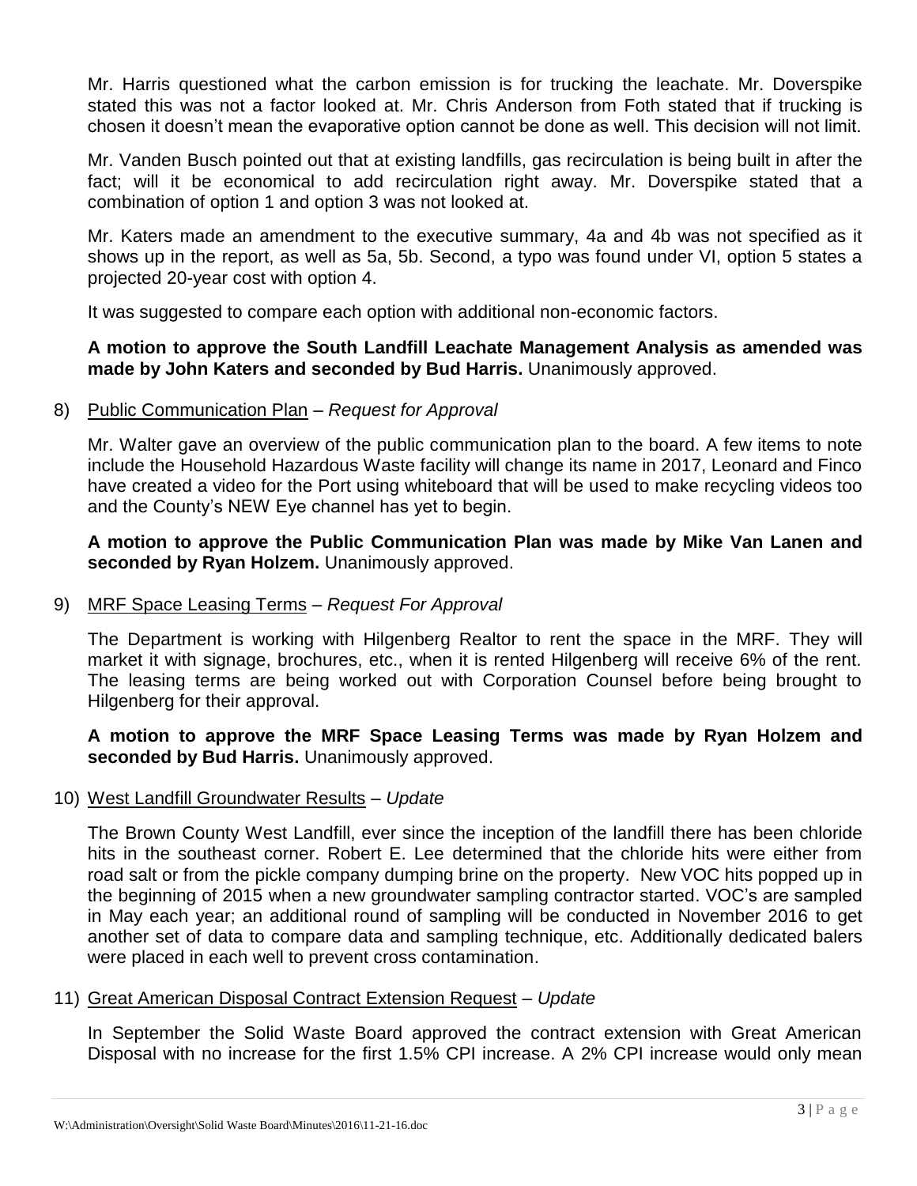Mr. Harris questioned what the carbon emission is for trucking the leachate. Mr. Doverspike stated this was not a factor looked at. Mr. Chris Anderson from Foth stated that if trucking is chosen it doesn't mean the evaporative option cannot be done as well. This decision will not limit.

Mr. Vanden Busch pointed out that at existing landfills, gas recirculation is being built in after the fact; will it be economical to add recirculation right away. Mr. Doverspike stated that a combination of option 1 and option 3 was not looked at.

Mr. Katers made an amendment to the executive summary, 4a and 4b was not specified as it shows up in the report, as well as 5a, 5b. Second, a typo was found under VI, option 5 states a projected 20-year cost with option 4.

It was suggested to compare each option with additional non-economic factors.

**A motion to approve the South Landfill Leachate Management Analysis as amended was made by John Katers and seconded by Bud Harris.** Unanimously approved.

8) Public Communication Plan – *Request for Approval*

Mr. Walter gave an overview of the public communication plan to the board. A few items to note include the Household Hazardous Waste facility will change its name in 2017, Leonard and Finco have created a video for the Port using whiteboard that will be used to make recycling videos too and the County's NEW Eye channel has yet to begin.

**A motion to approve the Public Communication Plan was made by Mike Van Lanen and seconded by Ryan Holzem.** Unanimously approved.

9) MRF Space Leasing Terms – *Request For Approval*

The Department is working with Hilgenberg Realtor to rent the space in the MRF. They will market it with signage, brochures, etc., when it is rented Hilgenberg will receive 6% of the rent. The leasing terms are being worked out with Corporation Counsel before being brought to Hilgenberg for their approval.

**A motion to approve the MRF Space Leasing Terms was made by Ryan Holzem and seconded by Bud Harris.** Unanimously approved.

10) West Landfill Groundwater Results – *Update*

The Brown County West Landfill, ever since the inception of the landfill there has been chloride hits in the southeast corner. Robert E. Lee determined that the chloride hits were either from road salt or from the pickle company dumping brine on the property. New VOC hits popped up in the beginning of 2015 when a new groundwater sampling contractor started. VOC's are sampled in May each year; an additional round of sampling will be conducted in November 2016 to get another set of data to compare data and sampling technique, etc. Additionally dedicated balers were placed in each well to prevent cross contamination.

11) Great American Disposal Contract Extension Request – *Update*

In September the Solid Waste Board approved the contract extension with Great American Disposal with no increase for the first 1.5% CPI increase. A 2% CPI increase would only mean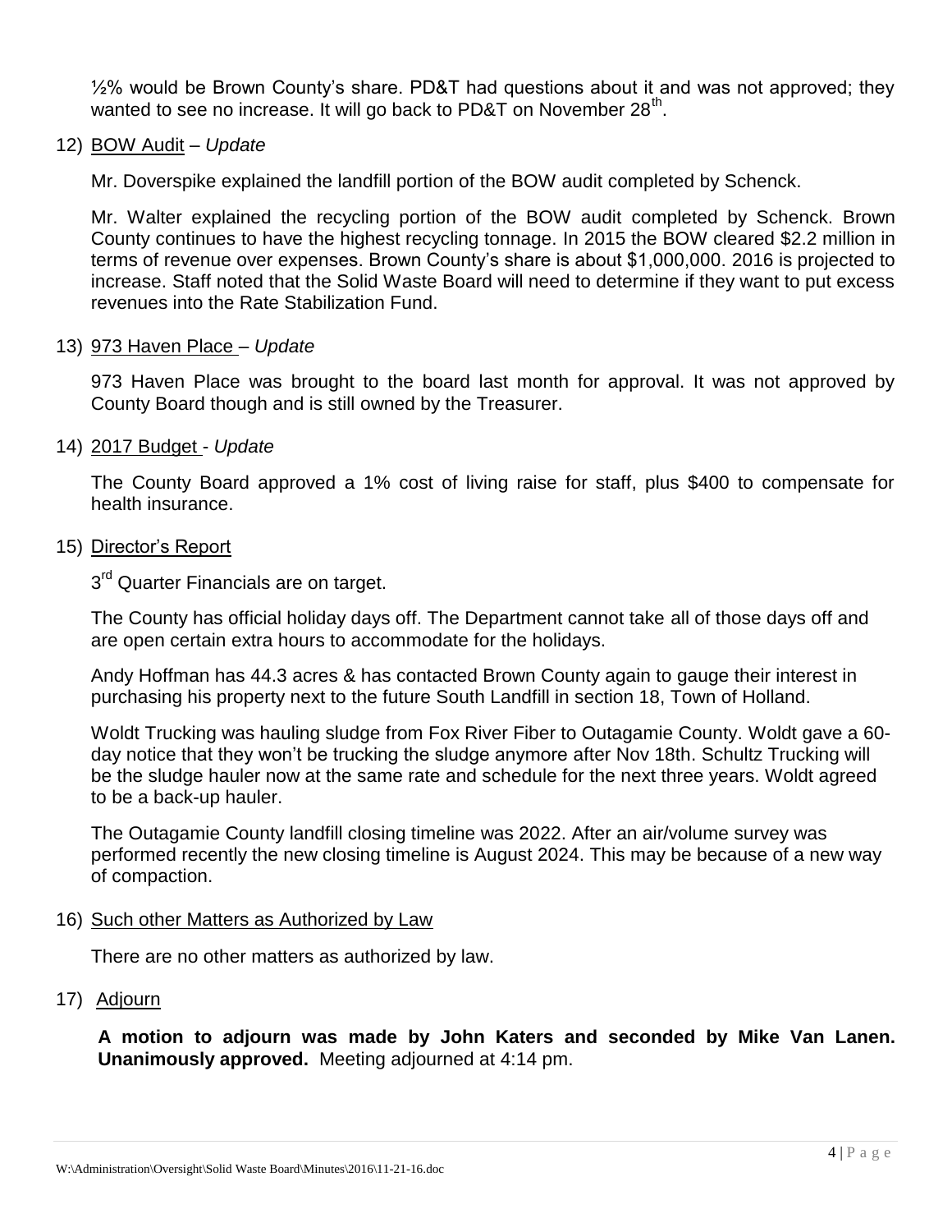½% would be Brown County's share. PD&T had questions about it and was not approved; they wanted to see no increase. It will go back to PD&T on November 28th.

12) <u>BOW Audit</u> – *Update*

    Mr. Doverspike explained the landfill portion of the BOW audit completed by Schenck.

    Mr. Walter explained the recycling portion of the BOW audit completed by Schenck. Brown County continues to have the highest recycling tonnage. In 2015 the BOW cleared $2.2 million in terms of revenue over expenses. Brown County's share is about $1,000,000. 2016 is projected to increase. Staff noted that the Solid Waste Board will need to determine if they want to put excess revenues into the Rate Stabilization Fund.

13) <u>973 Haven Place</u> – *Update*

    973 Haven Place was brought to the board last month for approval. It was not approved by County Board though and is still owned by the Treasurer.

14) <u>2017 Budget</u> - *Update*

    The County Board approved a 1% cost of living raise for staff, plus $400 to compensate for health insurance.

15) <u>Director's Report</u>

    3rd Quarter Financials are on target.

    The County has official holiday days off. The Department cannot take all of those days off and are open certain extra hours to accommodate for the holidays.

    Andy Hoffman has 44.3 acres & has contacted Brown County again to gauge their interest in purchasing his property next to the future South Landfill in section 18, Town of Holland.

    Woldt Trucking was hauling sludge from Fox River Fiber to Outagamie County. Woldt gave a 60-day notice that they won't be trucking the sludge anymore after Nov 18th. Schultz Trucking will be the sludge hauler now at the same rate and schedule for the next three years. Woldt agreed to be a back-up hauler.

    The Outagamie County landfill closing timeline was 2022. After an air/volume survey was performed recently the new closing timeline is August 2024. This may be because of a new way of compaction.

16) <u>Such other Matters as Authorized by Law</u>

    There are no other matters as authorized by law.

17) <u>Adjourn</u>

    **A motion to adjourn was made by John Katers and seconded by Mike Van Lanen. Unanimously approved.** Meeting adjourned at 4:14 pm.

W:\Administration\Oversight\Solid Waste Board\Minutes\2016\11-21-16.doc